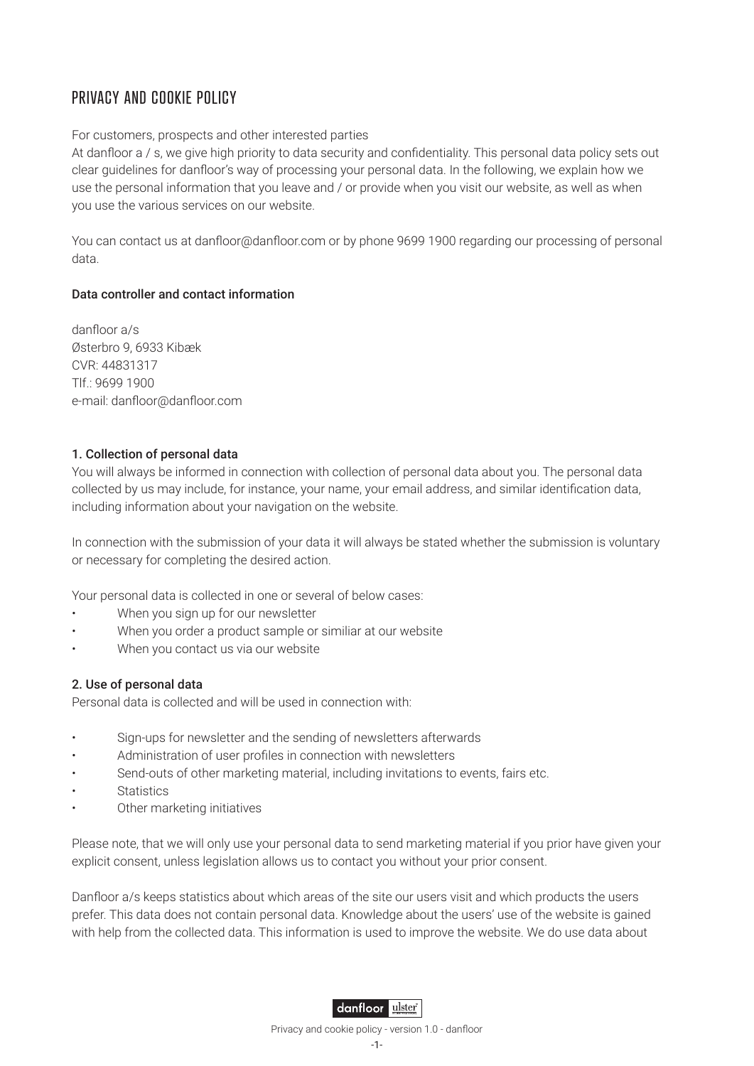# PRIVACY AND COOKIE POLICY

For customers, prospects and other interested parties
At danfloor a / s, we give high priority to data security and confidentiality. This personal data policy sets out clear guidelines for danfloor's way of processing your personal data. In the following, we explain how we use the personal information that you leave and / or provide when you visit our website, as well as when you use the various services on our website.

You can contact us at danfloor@danfloor.com or by phone 9699 1900 regarding our processing of personal data.

**Data controller and contact information**

danfloor a/s
Østerbro 9, 6933 Kibæk
CVR: 44831317
Tlf.: 9699 1900
e-mail: danfloor@danfloor.com

**1. Collection of personal data**
You will always be informed in connection with collection of personal data about you. The personal data collected by us may include, for instance, your name, your email address, and similar identification data, including information about your navigation on the website.

In connection with the submission of your data it will always be stated whether the submission is voluntary or necessary for completing the desired action.

Your personal data is collected in one or several of below cases:

- When you sign up for our newsletter
- When you order a product sample or similiar at our website
- When you contact us via our website

**2. Use of personal data**
Personal data is collected and will be used in connection with:

- Sign-ups for newsletter and the sending of newsletters afterwards
- Administration of user profiles in connection with newsletters
- Send-outs of other marketing material, including invitations to events, fairs etc.
- Statistics
- Other marketing initiatives

Please note, that we will only use your personal data to send marketing material if you prior have given your explicit consent, unless legislation allows us to contact you without your prior consent.

Danfloor a/s keeps statistics about which areas of the site our users visit and which products the users prefer. This data does not contain personal data. Knowledge about the users' use of the website is gained with help from the collected data. This information is used to improve the website. We do use data about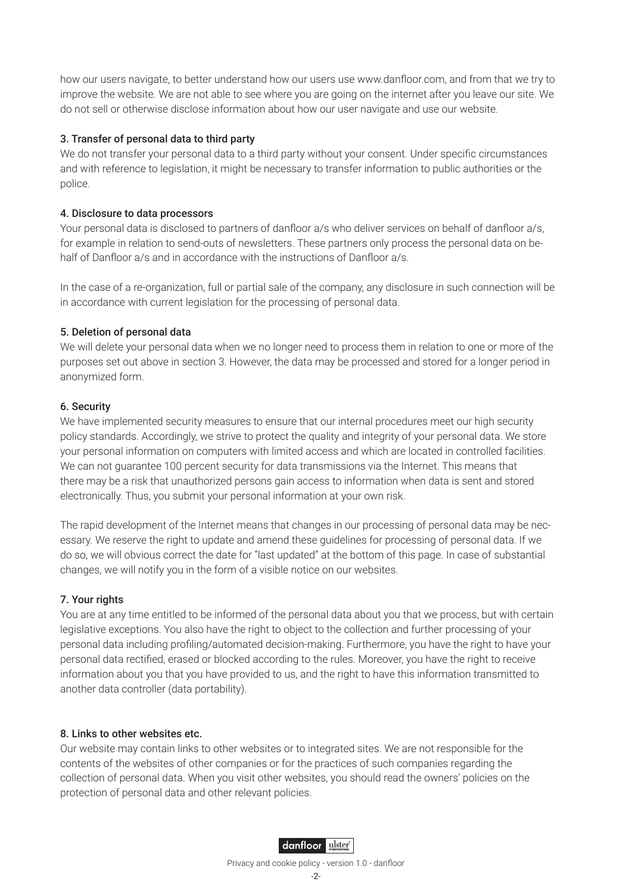how our users navigate, to better understand how our users use www.danfloor.com, and from that we try to improve the website. We are not able to see where you are going on the internet after you leave our site. We do not sell or otherwise disclose information about how our user navigate and use our website.

### 3. Transfer of personal data to third party

We do not transfer your personal data to a third party without your consent. Under specific circumstances and with reference to legislation, it might be necessary to transfer information to public authorities or the police.

### 4. Disclosure to data processors

Your personal data is disclosed to partners of danfloor a/s who deliver services on behalf of danfloor a/s, for example in relation to send-outs of newsletters. These partners only process the personal data on behalf of Danfloor a/s and in accordance with the instructions of Danfloor a/s.

In the case of a re-organization, full or partial sale of the company, any disclosure in such connection will be in accordance with current legislation for the processing of personal data.

### 5. Deletion of personal data

We will delete your personal data when we no longer need to process them in relation to one or more of the purposes set out above in section 3. However, the data may be processed and stored for a longer period in anonymized form.

### 6. Security

We have implemented security measures to ensure that our internal procedures meet our high security policy standards. Accordingly, we strive to protect the quality and integrity of your personal data. We store your personal information on computers with limited access and which are located in controlled facilities. We can not guarantee 100 percent security for data transmissions via the Internet. This means that there may be a risk that unauthorized persons gain access to information when data is sent and stored electronically. Thus, you submit your personal information at your own risk.

The rapid development of the Internet means that changes in our processing of personal data may be necessary. We reserve the right to update and amend these guidelines for processing of personal data. If we do so, we will obvious correct the date for "last updated" at the bottom of this page. In case of substantial changes, we will notify you in the form of a visible notice on our websites.

### 7. Your rights

You are at any time entitled to be informed of the personal data about you that we process, but with certain legislative exceptions. You also have the right to object to the collection and further processing of your personal data including profiling/automated decision-making. Furthermore, you have the right to have your personal data rectified, erased or blocked according to the rules. Moreover, you have the right to receive information about you that you have provided to us, and the right to have this information transmitted to another data controller (data portability).

### 8. Links to other websites etc.

Our website may contain links to other websites or to integrated sites. We are not responsible for the contents of the websites of other companies or for the practices of such companies regarding the collection of personal data. When you visit other websites, you should read the owners' policies on the protection of personal data and other relevant policies.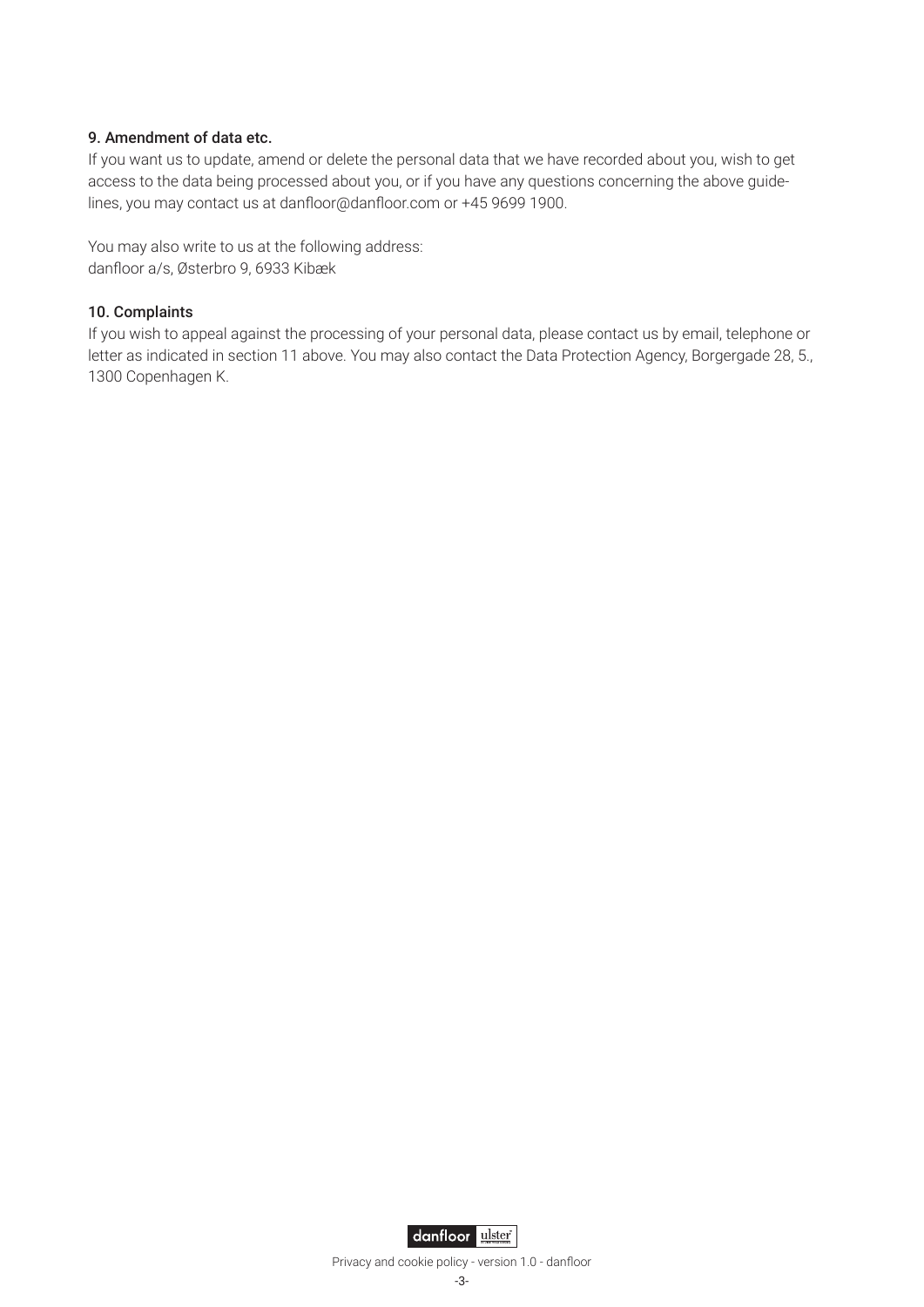## 9. Amendment of data etc.

If you want us to update, amend or delete the personal data that we have recorded about you, wish to get access to the data being processed about you, or if you have any questions concerning the above guidelines, you may contact us at danfloor@danfloor.com or +45 9699 1900.

You may also write to us at the following address:
danfloor a/s, Østerbro 9, 6933 Kibæk

## 10. Complaints

If you wish to appeal against the processing of your personal data, please contact us by email, telephone or letter as indicated in section 11 above. You may also contact the Data Protection Agency, Borgergade 28, 5., 1300 Copenhagen K.